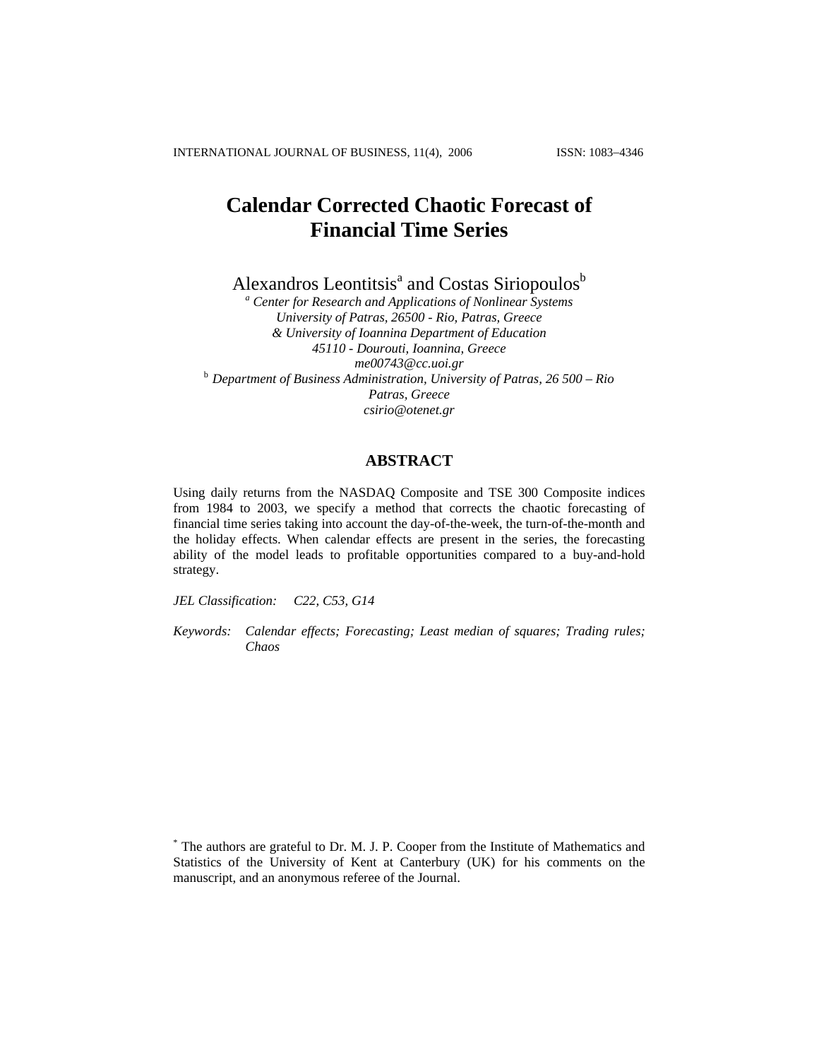# Calendar Corrected Chaotic Forecast of Financial Time Series

Alexandros Leontitsis[a] and Costas Siriopoulos[b]

[a] *Center for Research and Applications of Nonlinear Systems*
*University of Patras, 26500 - Rio, Patras, Greece*
*& University of Ioannina Department of Education*
*45110 - Dourouti, Ioannina, Greece*
*me00743@cc.uoi.gr*

[b] *Department of Business Administration, University of Patras, 26 500 – Rio Patras, Greece*
*csirio@otenet.gr*

## ABSTRACT

Using daily returns from the NASDAQ Composite and TSE 300 Composite indices from 1984 to 2003, we specify a method that corrects the chaotic forecasting of financial time series taking into account the day-of-the-week, the turn-of-the-month and the holiday effects. When calendar effects are present in the series, the forecasting ability of the model leads to profitable opportunities compared to a buy-and-hold strategy.

*JEL Classification:* C22, C53, G14

*Keywords:* Calendar effects; Forecasting; Least median of squares; Trading rules; Chaos

[*] The authors are grateful to Dr. M. J. P. Cooper from the Institute of Mathematics and Statistics of the University of Kent at Canterbury (UK) for his comments on the manuscript, and an anonymous referee of the Journal.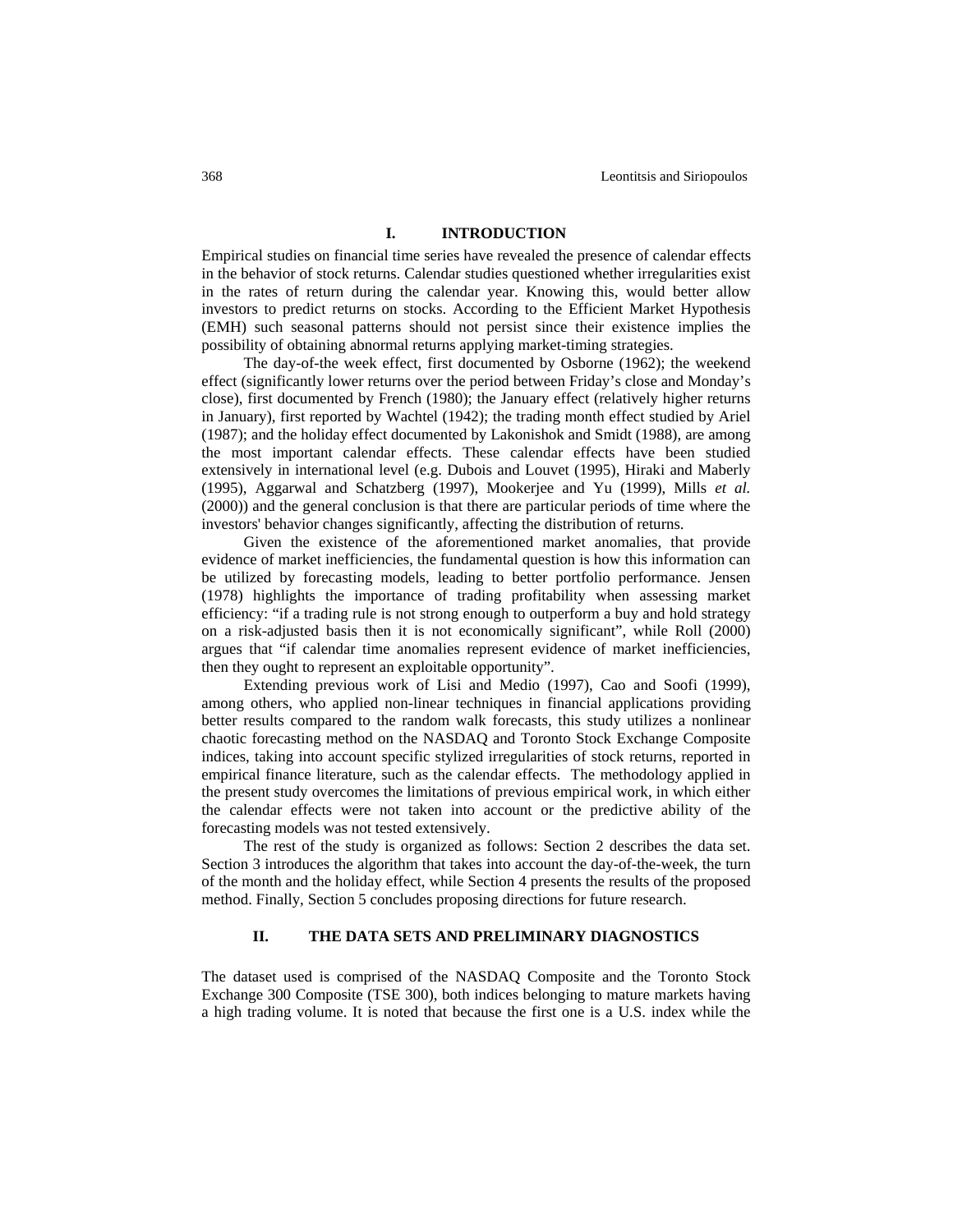## I. INTRODUCTION

Empirical studies on financial time series have revealed the presence of calendar effects in the behavior of stock returns. Calendar studies questioned whether irregularities exist in the rates of return during the calendar year. Knowing this, would better allow investors to predict returns on stocks. According to the Efficient Market Hypothesis (EMH) such seasonal patterns should not persist since their existence implies the possibility of obtaining abnormal returns applying market-timing strategies.

The day-of-the week effect, first documented by Osborne (1962); the weekend effect (significantly lower returns over the period between Friday's close and Monday's close), first documented by French (1980); the January effect (relatively higher returns in January), first reported by Wachtel (1942); the trading month effect studied by Ariel (1987); and the holiday effect documented by Lakonishok and Smidt (1988), are among the most important calendar effects. These calendar effects have been studied extensively in international level (e.g. Dubois and Louvet (1995), Hiraki and Maberly (1995), Aggarwal and Schatzberg (1997), Mookerjee and Yu (1999), Mills *et al.* (2000)) and the general conclusion is that there are particular periods of time where the investors' behavior changes significantly, affecting the distribution of returns.

Given the existence of the aforementioned market anomalies, that provide evidence of market inefficiencies, the fundamental question is how this information can be utilized by forecasting models, leading to better portfolio performance. Jensen (1978) highlights the importance of trading profitability when assessing market efficiency: "if a trading rule is not strong enough to outperform a buy and hold strategy on a risk-adjusted basis then it is not economically significant", while Roll (2000) argues that "if calendar time anomalies represent evidence of market inefficiencies, then they ought to represent an exploitable opportunity".

Extending previous work of Lisi and Medio (1997), Cao and Soofi (1999), among others, who applied non-linear techniques in financial applications providing better results compared to the random walk forecasts, this study utilizes a nonlinear chaotic forecasting method on the NASDAQ and Toronto Stock Exchange Composite indices, taking into account specific stylized irregularities of stock returns, reported in empirical finance literature, such as the calendar effects. The methodology applied in the present study overcomes the limitations of previous empirical work, in which either the calendar effects were not taken into account or the predictive ability of the forecasting models was not tested extensively.

The rest of the study is organized as follows: Section 2 describes the data set. Section 3 introduces the algorithm that takes into account the day-of-the-week, the turn of the month and the holiday effect, while Section 4 presents the results of the proposed method. Finally, Section 5 concludes proposing directions for future research.

## II. THE DATA SETS AND PRELIMINARY DIAGNOSTICS

The dataset used is comprised of the NASDAQ Composite and the Toronto Stock Exchange 300 Composite (TSE 300), both indices belonging to mature markets having a high trading volume. It is noted that because the first one is a U.S. index while the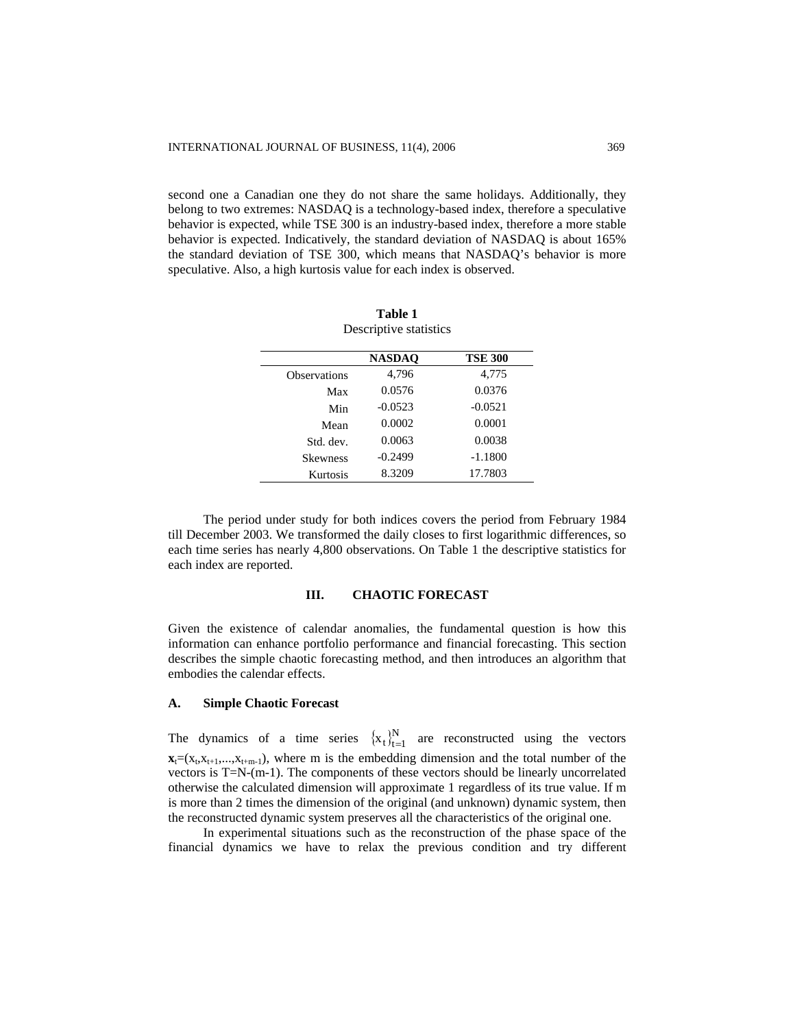second one a Canadian one they do not share the same holidays. Additionally, they belong to two extremes: NASDAQ is a technology-based index, therefore a speculative behavior is expected, while TSE 300 is an industry-based index, therefore a more stable behavior is expected. Indicatively, the standard deviation of NASDAQ is about 165% the standard deviation of TSE 300, which means that NASDAQ's behavior is more speculative. Also, a high kurtosis value for each index is observed.

**Table 1**
Descriptive statistics

| | **NASDAQ** | **TSE 300** |
|---|---|---|
| Observations | 4,796 | 4,775 |
| Max | 0.0576 | 0.0376 |
| Min | -0.0523 | -0.0521 |
| Mean | 0.0002 | 0.0001 |
| Std. dev. | 0.0063 | 0.0038 |
| Skewness | -0.2499 | -1.1800 |
| Kurtosis | 8.3209 | 17.7803 |

The period under study for both indices covers the period from February 1984 till December 2003. We transformed the daily closes to first logarithmic differences, so each time series has nearly 4,800 observations. On Table 1 the descriptive statistics for each index are reported.

## III. CHAOTIC FORECAST

Given the existence of calendar anomalies, the fundamental question is how this information can enhance portfolio performance and financial forecasting. This section describes the simple chaotic forecasting method, and then introduces an algorithm that embodies the calendar effects.

### A. Simple Chaotic Forecast

The dynamics of a time series $\{x_t\}_{t=1}^{N}$ are reconstructed using the vectors $\mathbf{x}_t=(x_t,x_{t+1},...,x_{t+m-1})$, where m is the embedding dimension and the total number of the vectors is T=N-(m-1). The components of these vectors should be linearly uncorrelated otherwise the calculated dimension will approximate 1 regardless of its true value. If m is more than 2 times the dimension of the original (and unknown) dynamic system, then the reconstructed dynamic system preserves all the characteristics of the original one.

In experimental situations such as the reconstruction of the phase space of the financial dynamics we have to relax the previous condition and try different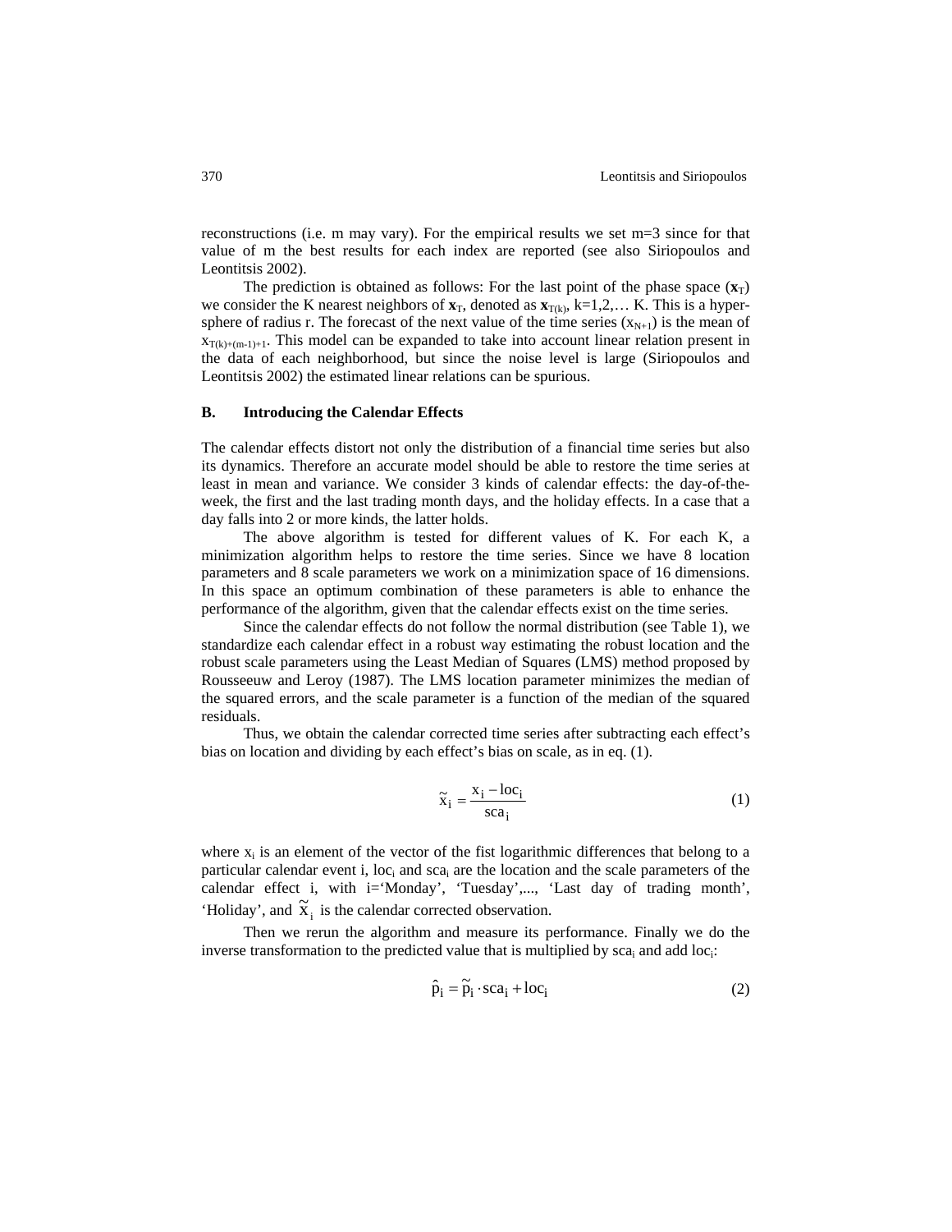reconstructions (i.e. m may vary). For the empirical results we set m=3 since for that value of m the best results for each index are reported (see also Siriopoulos and Leontitsis 2002).

The prediction is obtained as follows: For the last point of the phase space ($\mathbf{x}_T$) we consider the K nearest neighbors of $\mathbf{x}_T$, denoted as $\mathbf{x}_{T(k)}$, k=1,2,… K. This is a hyper-sphere of radius r. The forecast of the next value of the time series ($x_{N+1}$) is the mean of $x_{T(k)+(m-1)+1}$. This model can be expanded to take into account linear relation present in the data of each neighborhood, but since the noise level is large (Siriopoulos and Leontitsis 2002) the estimated linear relations can be spurious.

## B. Introducing the Calendar Effects

The calendar effects distort not only the distribution of a financial time series but also its dynamics. Therefore an accurate model should be able to restore the time series at least in mean and variance. We consider 3 kinds of calendar effects: the day-of-the-week, the first and the last trading month days, and the holiday effects. In a case that a day falls into 2 or more kinds, the latter holds.

The above algorithm is tested for different values of K. For each K, a minimization algorithm helps to restore the time series. Since we have 8 location parameters and 8 scale parameters we work on a minimization space of 16 dimensions. In this space an optimum combination of these parameters is able to enhance the performance of the algorithm, given that the calendar effects exist on the time series.

Since the calendar effects do not follow the normal distribution (see Table 1), we standardize each calendar effect in a robust way estimating the robust location and the robust scale parameters using the Least Median of Squares (LMS) method proposed by Rousseeuw and Leroy (1987). The LMS location parameter minimizes the median of the squared errors, and the scale parameter is a function of the median of the squared residuals.

Thus, we obtain the calendar corrected time series after subtracting each effect's bias on location and dividing by each effect's bias on scale, as in eq. (1).

$$\tilde{x}_i = \frac{x_i - loc_i}{sca_i} \tag{1}$$

where $x_i$ is an element of the vector of the fist logarithmic differences that belong to a particular calendar event i, $loc_i$ and $sca_i$ are the location and the scale parameters of the calendar effect i, with i='Monday', 'Tuesday',..., 'Last day of trading month', 'Holiday', and $\tilde{x}_i$ is the calendar corrected observation.

Then we rerun the algorithm and measure its performance. Finally we do the inverse transformation to the predicted value that is multiplied by $sca_i$ and add $loc_i$:

$$\hat{p}_i = \tilde{p}_i \cdot sca_i + loc_i \tag{2}$$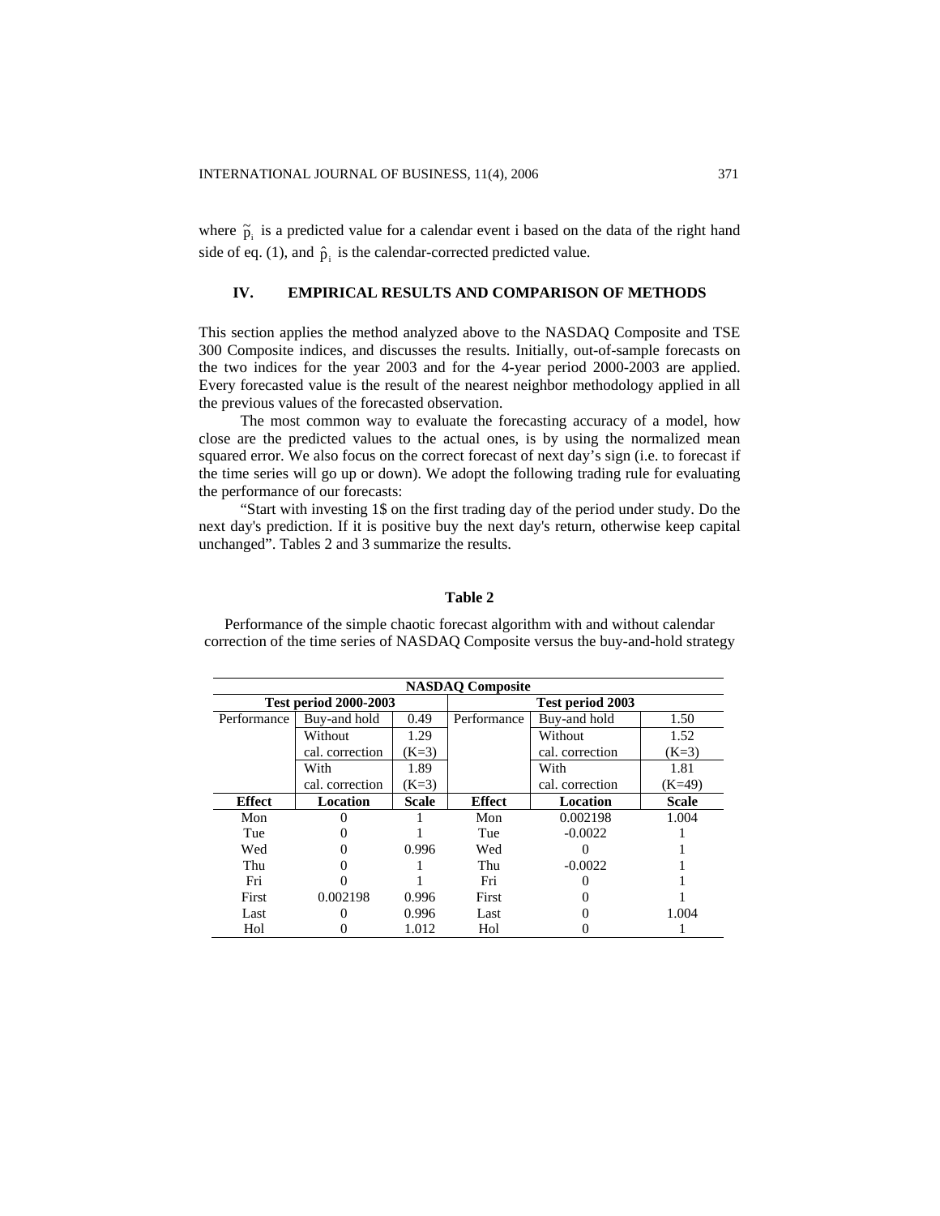where $\tilde{p}_i$ is a predicted value for a calendar event i based on the data of the right hand side of eq. (1), and $\hat{p}_i$ is the calendar-corrected predicted value.

## IV. EMPIRICAL RESULTS AND COMPARISON OF METHODS

This section applies the method analyzed above to the NASDAQ Composite and TSE 300 Composite indices, and discusses the results. Initially, out-of-sample forecasts on the two indices for the year 2003 and for the 4-year period 2000-2003 are applied. Every forecasted value is the result of the nearest neighbor methodology applied in all the previous values of the forecasted observation.

The most common way to evaluate the forecasting accuracy of a model, how close are the predicted values to the actual ones, is by using the normalized mean squared error. We also focus on the correct forecast of next day's sign (i.e. to forecast if the time series will go up or down). We adopt the following trading rule for evaluating the performance of our forecasts:

"Start with investing 1$ on the first trading day of the period under study. Do the next day's prediction. If it is positive buy the next day's return, otherwise keep capital unchanged". Tables 2 and 3 summarize the results.

**Table 2**

Performance of the simple chaotic forecast algorithm with and without calendar correction of the time series of NASDAQ Composite versus the buy-and-hold strategy

| NASDAQ Composite | | | | | |
|---|---|---|---|---|---|
| **Test period 2000-2003** | | | **Test period 2003** | | |
| Performance | Buy-and hold | 0.49 | Performance | Buy-and hold | 1.50 |
| | Without cal. correction | 1.29 (K=3) | | Without cal. correction | 1.52 (K=3) |
| | With cal. correction | 1.89 (K=3) | | With cal. correction | 1.81 (K=49) |
| **Effect** | **Location** | **Scale** | **Effect** | **Location** | **Scale** |
| Mon | 0 | 1 | Mon | 0.002198 | 1.004 |
| Tue | 0 | 1 | Tue | -0.0022 | 1 |
| Wed | 0 | 0.996 | Wed | 0 | 1 |
| Thu | 0 | 1 | Thu | -0.0022 | 1 |
| Fri | 0 | 1 | Fri | 0 | 1 |
| First | 0.002198 | 0.996 | First | 0 | 1 |
| Last | 0 | 0.996 | Last | 0 | 1.004 |
| Hol | 0 | 1.012 | Hol | 0 | 1 |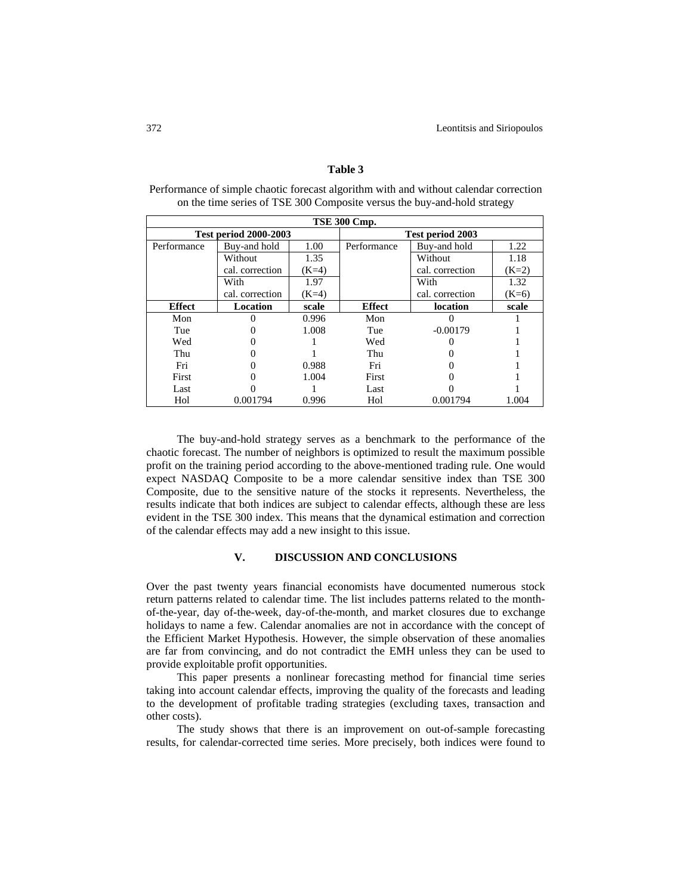**Table 3**

Performance of simple chaotic forecast algorithm with and without calendar correction on the time series of TSE 300 Composite versus the buy-and-hold strategy

| TSE 300 Cmp. | | | | | |
|---|---|---|---|---|---|
| **Test period 2000-2003** | | | **Test period 2003** | | |
| Performance | Buy-and hold | 1.00 | Performance | Buy-and hold | 1.22 |
| | Without cal. correction | 1.35 (K=4) | | Without cal. correction | 1.18 (K=2) |
| | With cal. correction | 1.97 (K=4) | | With cal. correction | 1.32 (K=6) |
| **Effect** | **Location** | **scale** | **Effect** | **location** | **scale** |
| Mon | 0 | 0.996 | Mon | 0 | 1 |
| Tue | 0 | 1.008 | Tue | -0.00179 | 1 |
| Wed | 0 | 1 | Wed | 0 | 1 |
| Thu | 0 | 1 | Thu | 0 | 1 |
| Fri | 0 | 0.988 | Fri | 0 | 1 |
| First | 0 | 1.004 | First | 0 | 1 |
| Last | 0 | 1 | Last | 0 | 1 |
| Hol | 0.001794 | 0.996 | Hol | 0.001794 | 1.004 |

The buy-and-hold strategy serves as a benchmark to the performance of the chaotic forecast. The number of neighbors is optimized to result the maximum possible profit on the training period according to the above-mentioned trading rule. One would expect NASDAQ Composite to be a more calendar sensitive index than TSE 300 Composite, due to the sensitive nature of the stocks it represents. Nevertheless, the results indicate that both indices are subject to calendar effects, although these are less evident in the TSE 300 index. This means that the dynamical estimation and correction of the calendar effects may add a new insight to this issue.

## V. DISCUSSION AND CONCLUSIONS

Over the past twenty years financial economists have documented numerous stock return patterns related to calendar time. The list includes patterns related to the month-of-the-year, day of-the-week, day-of-the-month, and market closures due to exchange holidays to name a few. Calendar anomalies are not in accordance with the concept of the Efficient Market Hypothesis. However, the simple observation of these anomalies are far from convincing, and do not contradict the EMH unless they can be used to provide exploitable profit opportunities.

This paper presents a nonlinear forecasting method for financial time series taking into account calendar effects, improving the quality of the forecasts and leading to the development of profitable trading strategies (excluding taxes, transaction and other costs).

The study shows that there is an improvement on out-of-sample forecasting results, for calendar-corrected time series. More precisely, both indices were found to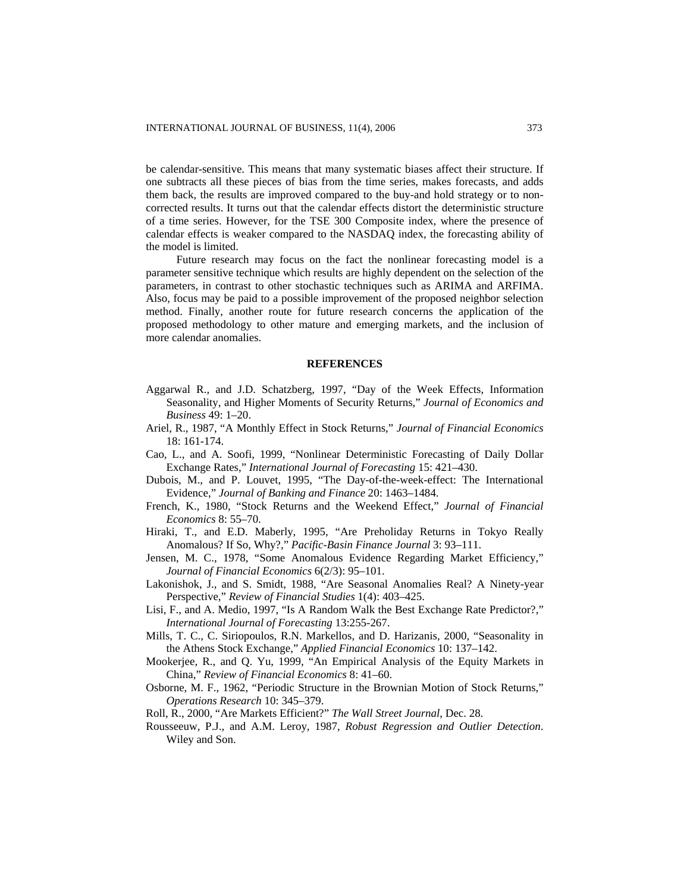be calendar-sensitive. This means that many systematic biases affect their structure. If one subtracts all these pieces of bias from the time series, makes forecasts, and adds them back, the results are improved compared to the buy-and hold strategy or to non-corrected results. It turns out that the calendar effects distort the deterministic structure of a time series. However, for the TSE 300 Composite index, where the presence of calendar effects is weaker compared to the NASDAQ index, the forecasting ability of the model is limited.

Future research may focus on the fact the nonlinear forecasting model is a parameter sensitive technique which results are highly dependent on the selection of the parameters, in contrast to other stochastic techniques such as ARIMA and ARFIMA. Also, focus may be paid to a possible improvement of the proposed neighbor selection method. Finally, another route for future research concerns the application of the proposed methodology to other mature and emerging markets, and the inclusion of more calendar anomalies.

## REFERENCES

Aggarwal R., and J.D. Schatzberg, 1997, "Day of the Week Effects, Information Seasonality, and Higher Moments of Security Returns," *Journal of Economics and Business* 49: 1–20.

Ariel, R., 1987, "A Monthly Effect in Stock Returns," *Journal of Financial Economics* 18: 161-174.

Cao, L., and A. Soofi, 1999, "Nonlinear Deterministic Forecasting of Daily Dollar Exchange Rates," *International Journal of Forecasting* 15: 421–430.

Dubois, M., and P. Louvet, 1995, "The Day-of-the-week-effect: The International Evidence," *Journal of Banking and Finance* 20: 1463–1484.

French, K., 1980, "Stock Returns and the Weekend Effect," *Journal of Financial Economics* 8: 55–70.

Hiraki, T., and E.D. Maberly, 1995, "Are Preholiday Returns in Tokyo Really Anomalous? If So, Why?," *Pacific-Basin Finance Journal* 3: 93–111.

Jensen, M. C., 1978, "Some Anomalous Evidence Regarding Market Efficiency," *Journal of Financial Economics* 6(2/3): 95–101.

Lakonishok, J., and S. Smidt, 1988, "Are Seasonal Anomalies Real? A Ninety-year Perspective," *Review of Financial Studies* 1(4): 403–425.

Lisi, F., and A. Medio, 1997, "Is A Random Walk the Best Exchange Rate Predictor?," *International Journal of Forecasting* 13:255-267.

Mills, T. C., C. Siriopoulos, R.N. Markellos, and D. Harizanis, 2000, "Seasonality in the Athens Stock Exchange," *Applied Financial Economics* 10: 137–142.

Mookerjee, R., and Q. Yu, 1999, "An Empirical Analysis of the Equity Markets in China," *Review of Financial Economics* 8: 41–60.

Osborne, M. F., 1962, "Periodic Structure in the Brownian Motion of Stock Returns," *Operations Research* 10: 345–379.

Roll, R., 2000, "Are Markets Efficient?" *The Wall Street Journal*, Dec. 28.

Rousseeuw, P.J., and A.M. Leroy, 1987, *Robust Regression and Outlier Detection*. Wiley and Son.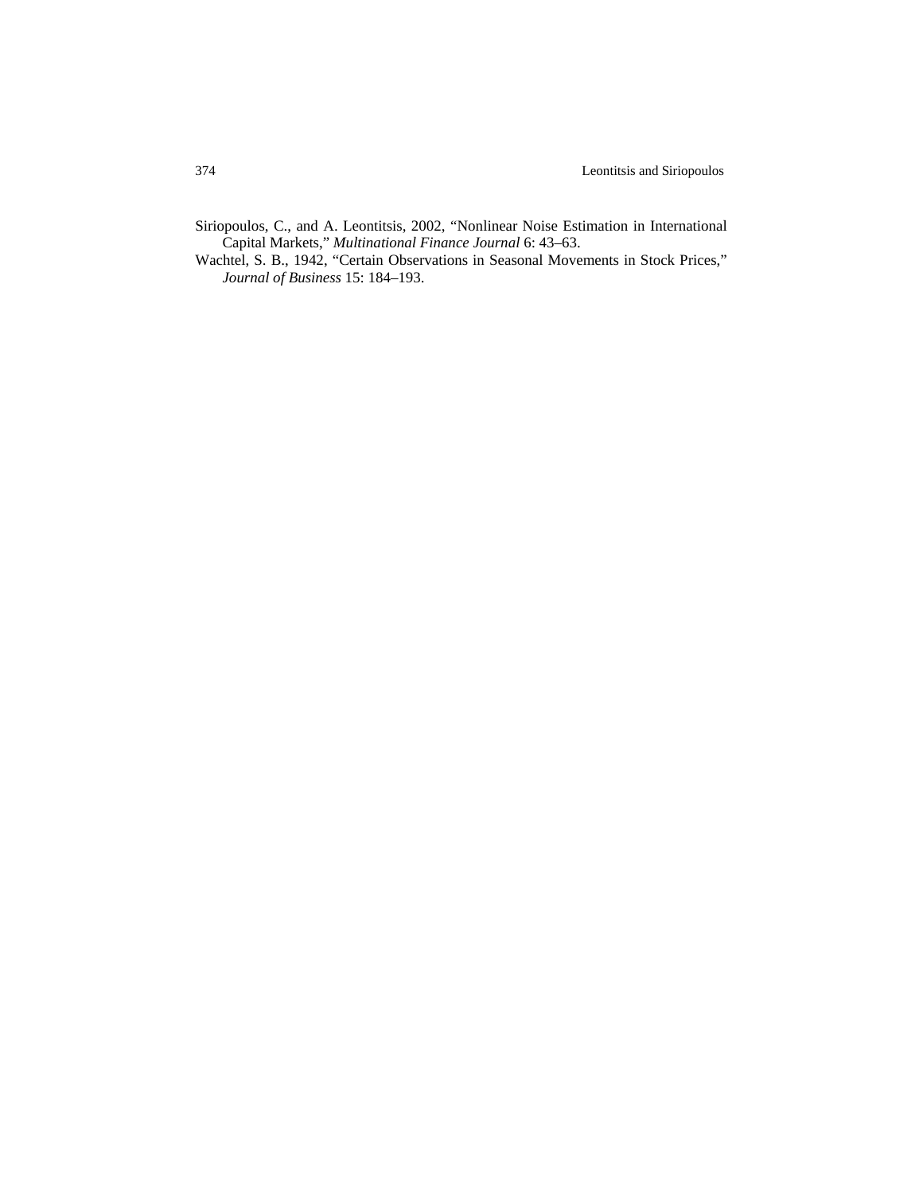Siriopoulos, C., and A. Leontitsis, 2002, "Nonlinear Noise Estimation in International Capital Markets," *Multinational Finance Journal* 6: 43–63.

Wachtel, S. B., 1942, "Certain Observations in Seasonal Movements in Stock Prices," *Journal of Business* 15: 184–193.